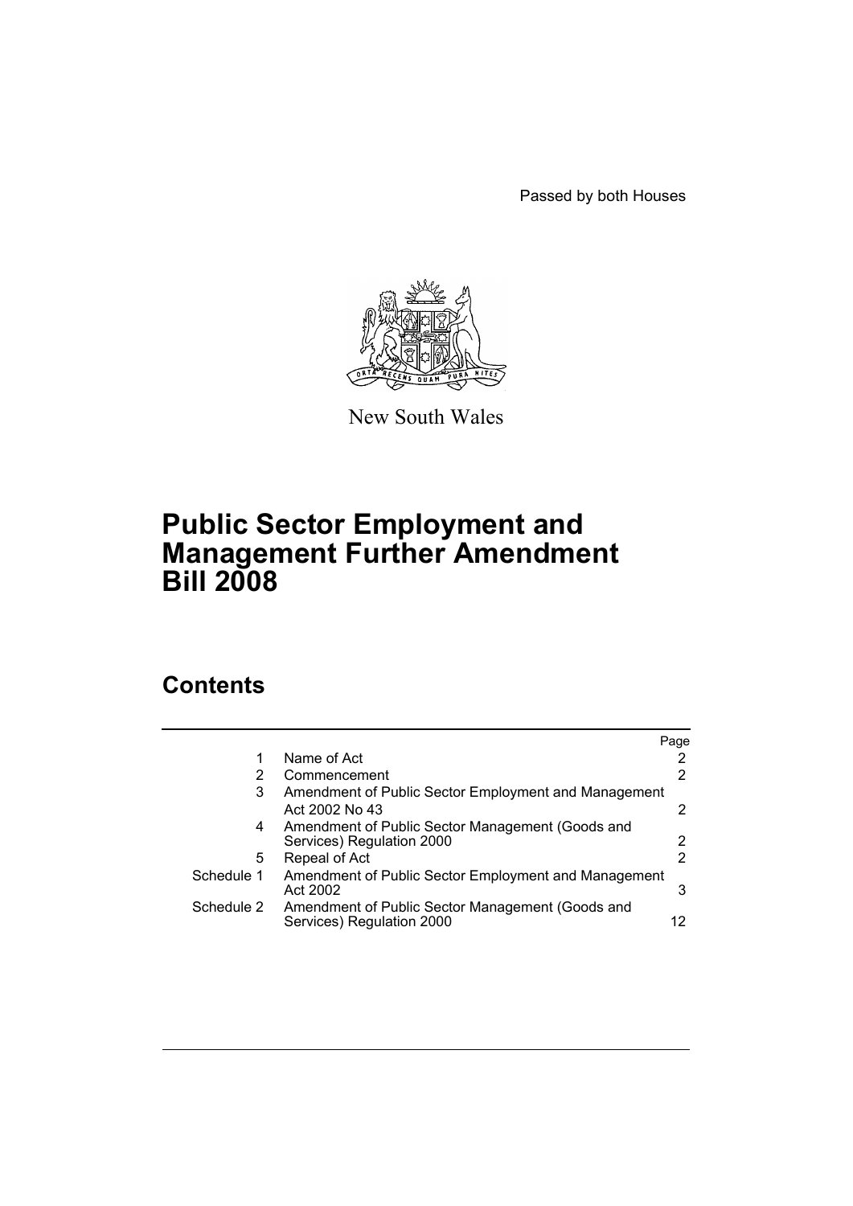Passed by both Houses

New South Wales

# Public Sector Employment and Management Further Amendment Bill 2008

## Contents

| | | Page |
|---|---|---|
| 1 | Name of Act | 2 |
| 2 | Commencement | 2 |
| 3 | Amendment of Public Sector Employment and Management Act 2002 No 43 | 2 |
| 4 | Amendment of Public Sector Management (Goods and Services) Regulation 2000 | 2 |
| 5 | Repeal of Act | 2 |
| Schedule 1 | Amendment of Public Sector Employment and Management Act 2002 | 3 |
| Schedule 2 | Amendment of Public Sector Management (Goods and Services) Regulation 2000 | 12 |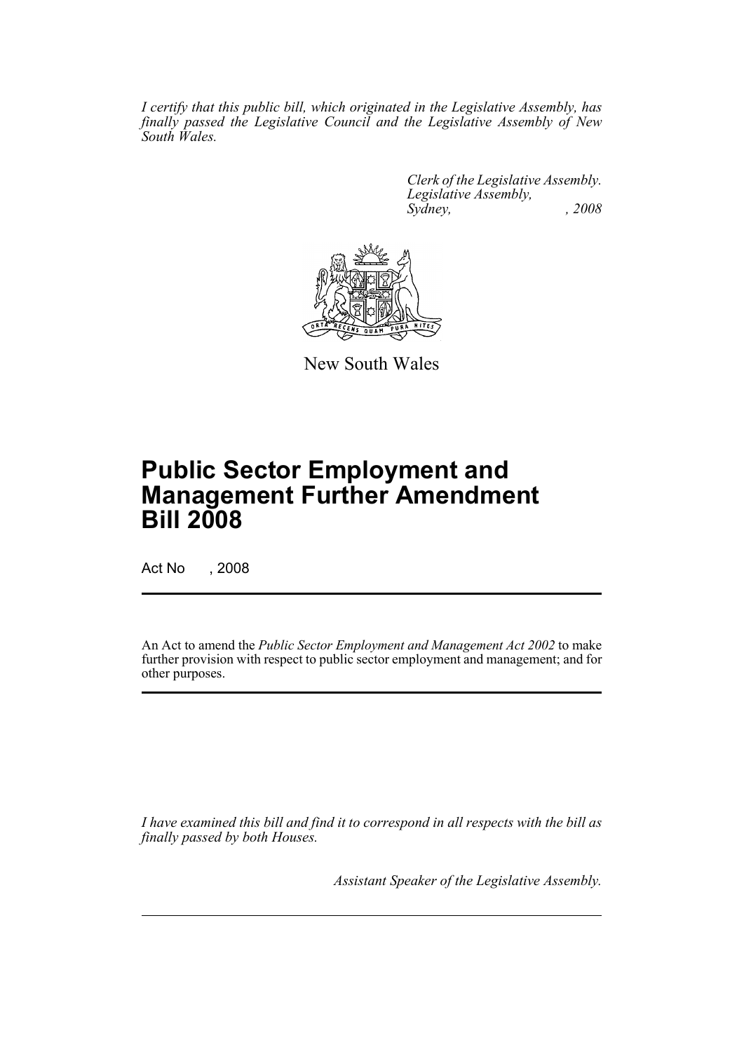*I certify that this public bill, which originated in the Legislative Assembly, has finally passed the Legislative Council and the Legislative Assembly of New South Wales.*

*Clerk of the Legislative Assembly.*
*Legislative Assembly,*
*Sydney, , 2008*

New South Wales

# Public Sector Employment and Management Further Amendment Bill 2008

Act No , 2008

An Act to amend the *Public Sector Employment and Management Act 2002* to make further provision with respect to public sector employment and management; and for other purposes.

*I have examined this bill and find it to correspond in all respects with the bill as finally passed by both Houses.*

*Assistant Speaker of the Legislative Assembly.*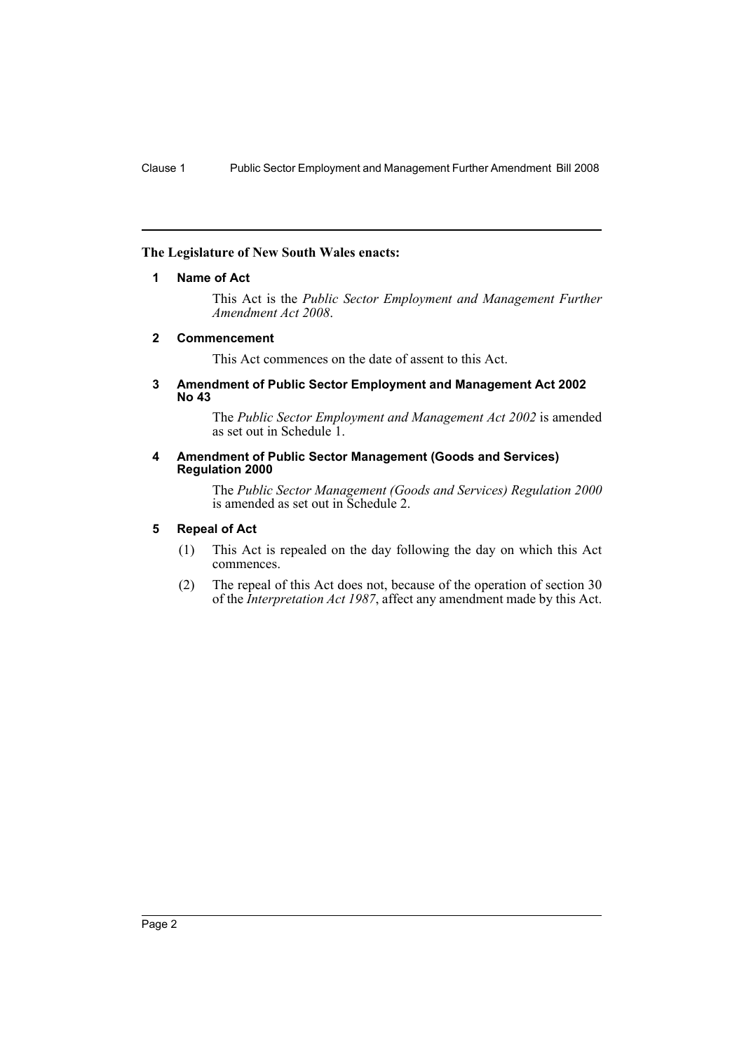**The Legislature of New South Wales enacts:**

### 1 Name of Act

This Act is the *Public Sector Employment and Management Further Amendment Act 2008*.

### 2 Commencement

This Act commences on the date of assent to this Act.

### 3 Amendment of Public Sector Employment and Management Act 2002 No 43

The *Public Sector Employment and Management Act 2002* is amended as set out in Schedule 1.

### 4 Amendment of Public Sector Management (Goods and Services) Regulation 2000

The *Public Sector Management (Goods and Services) Regulation 2000* is amended as set out in Schedule 2.

### 5 Repeal of Act

(1) This Act is repealed on the day following the day on which this Act commences.

(2) The repeal of this Act does not, because of the operation of section 30 of the *Interpretation Act 1987*, affect any amendment made by this Act.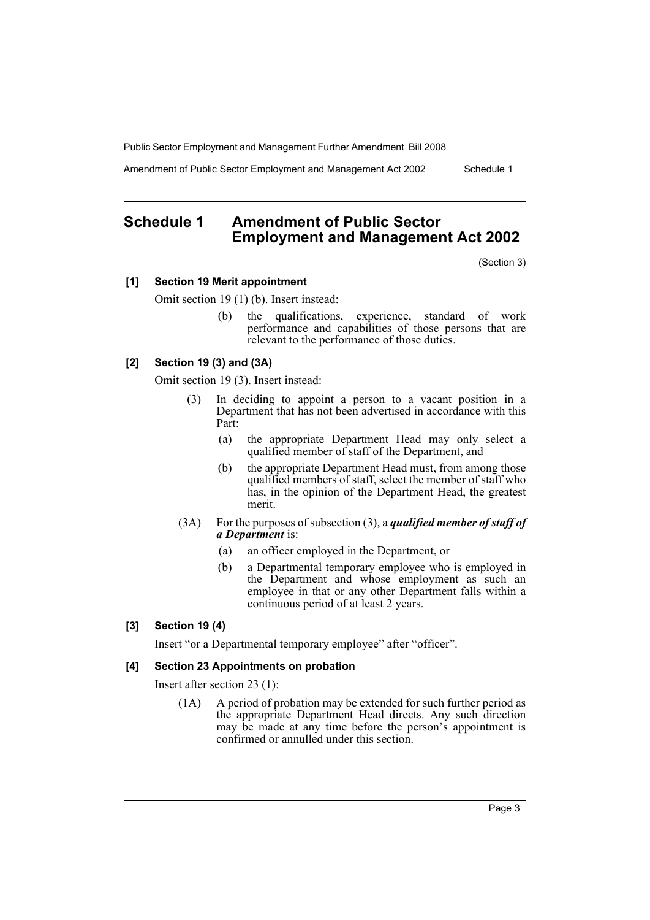## Schedule 1 Amendment of Public Sector Employment and Management Act 2002

(Section 3)

**[1] Section 19 Merit appointment**

Omit section 19 (1) (b). Insert instead:

> (b) the qualifications, experience, standard of work performance and capabilities of those persons that are relevant to the performance of those duties.

**[2] Section 19 (3) and (3A)**

Omit section 19 (3). Insert instead:

> (3) In deciding to appoint a person to a vacant position in a Department that has not been advertised in accordance with this Part:
>
> (a) the appropriate Department Head may only select a qualified member of staff of the Department, and
>
> (b) the appropriate Department Head must, from among those qualified members of staff, select the member of staff who has, in the opinion of the Department Head, the greatest merit.
>
> (3A) For the purposes of subsection (3), a ***qualified member of staff of a Department*** is:
>
> (a) an officer employed in the Department, or
>
> (b) a Departmental temporary employee who is employed in the Department and whose employment as such an employee in that or any other Department falls within a continuous period of at least 2 years.

**[3] Section 19 (4)**

Insert "or a Departmental temporary employee" after "officer".

**[4] Section 23 Appointments on probation**

Insert after section 23 (1):

> (1A) A period of probation may be extended for such further period as the appropriate Department Head directs. Any such direction may be made at any time before the person's appointment is confirmed or annulled under this section.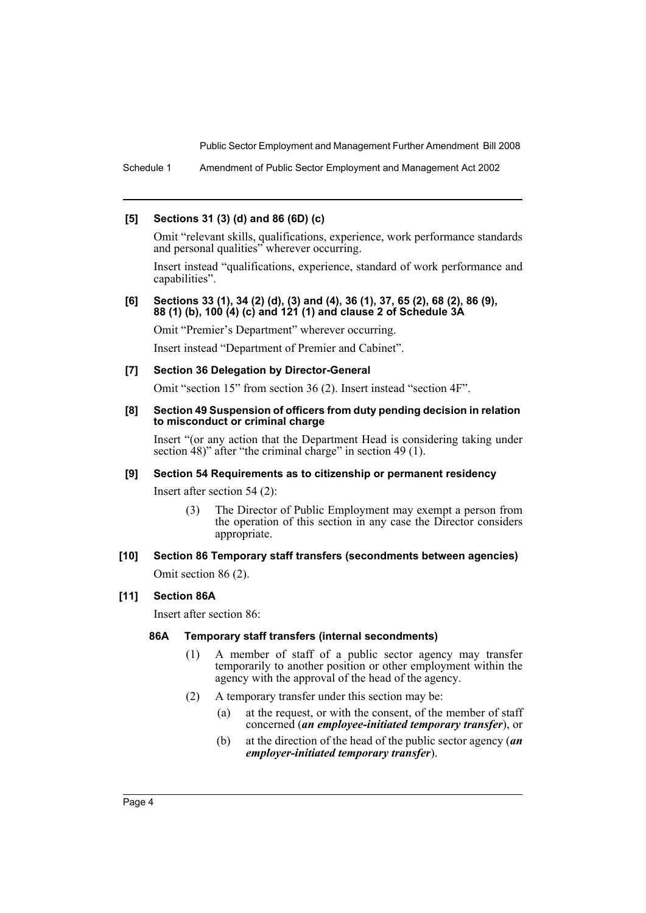#### [5] Sections 31 (3) (d) and 86 (6D) (c)

Omit "relevant skills, qualifications, experience, work performance standards and personal qualities" wherever occurring.

Insert instead "qualifications, experience, standard of work performance and capabilities".

#### [6] Sections 33 (1), 34 (2) (d), (3) and (4), 36 (1), 37, 65 (2), 68 (2), 86 (9), 88 (1) (b), 100 (4) (c) and 121 (1) and clause 2 of Schedule 3A

Omit "Premier's Department" wherever occurring.

Insert instead "Department of Premier and Cabinet".

#### [7] Section 36 Delegation by Director-General

Omit "section 15" from section 36 (2). Insert instead "section 4F".

#### [8] Section 49 Suspension of officers from duty pending decision in relation to misconduct or criminal charge

Insert "(or any action that the Department Head is considering taking under section 48)" after "the criminal charge" in section 49 (1).

#### [9] Section 54 Requirements as to citizenship or permanent residency

Insert after section 54 (2):

> (3) The Director of Public Employment may exempt a person from the operation of this section in any case the Director considers appropriate.

#### [10] Section 86 Temporary staff transfers (secondments between agencies)

Omit section 86 (2).

#### [11] Section 86A

Insert after section 86:

> **86A Temporary staff transfers (internal secondments)**
>
> (1) A member of staff of a public sector agency may transfer temporarily to another position or other employment within the agency with the approval of the head of the agency.
>
> (2) A temporary transfer under this section may be:
>
> (a) at the request, or with the consent, of the member of staff concerned (***an employee-initiated temporary transfer***), or
>
> (b) at the direction of the head of the public sector agency (***an employer-initiated temporary transfer***).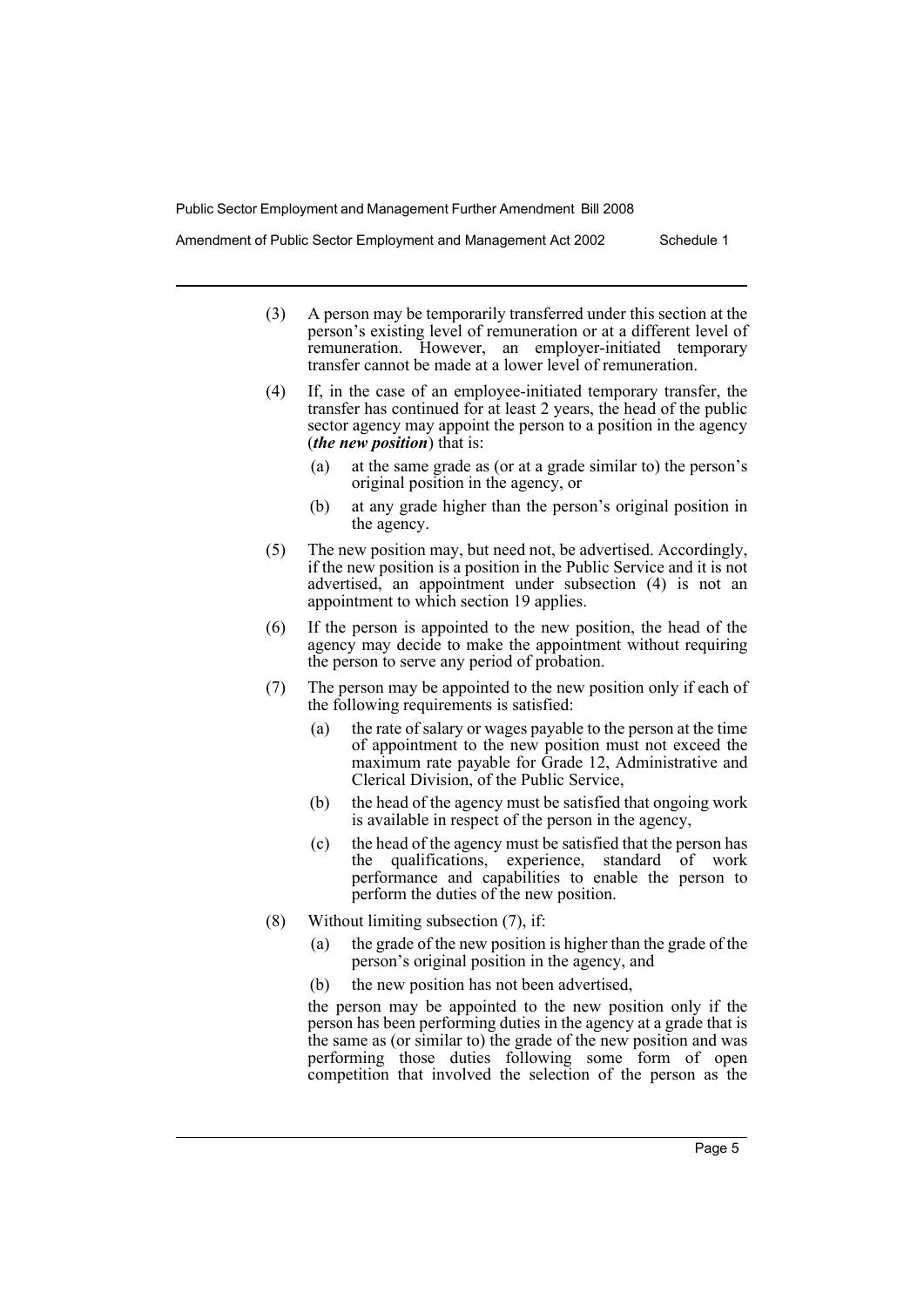(3) A person may be temporarily transferred under this section at the person's existing level of remuneration or at a different level of remuneration. However, an employer-initiated temporary transfer cannot be made at a lower level of remuneration.

(4) If, in the case of an employee-initiated temporary transfer, the transfer has continued for at least 2 years, the head of the public sector agency may appoint the person to a position in the agency (***the new position***) that is:

- (a) at the same grade as (or at a grade similar to) the person's original position in the agency, or
- (b) at any grade higher than the person's original position in the agency.

(5) The new position may, but need not, be advertised. Accordingly, if the new position is a position in the Public Service and it is not advertised, an appointment under subsection (4) is not an appointment to which section 19 applies.

(6) If the person is appointed to the new position, the head of the agency may decide to make the appointment without requiring the person to serve any period of probation.

(7) The person may be appointed to the new position only if each of the following requirements is satisfied:

- (a) the rate of salary or wages payable to the person at the time of appointment to the new position must not exceed the maximum rate payable for Grade 12, Administrative and Clerical Division, of the Public Service,
- (b) the head of the agency must be satisfied that ongoing work is available in respect of the person in the agency,
- (c) the head of the agency must be satisfied that the person has the qualifications, experience, standard of work performance and capabilities to enable the person to perform the duties of the new position.

(8) Without limiting subsection (7), if:

- (a) the grade of the new position is higher than the grade of the person's original position in the agency, and
- (b) the new position has not been advertised,

the person may be appointed to the new position only if the person has been performing duties in the agency at a grade that is the same as (or similar to) the grade of the new position and was performing those duties following some form of open competition that involved the selection of the person as the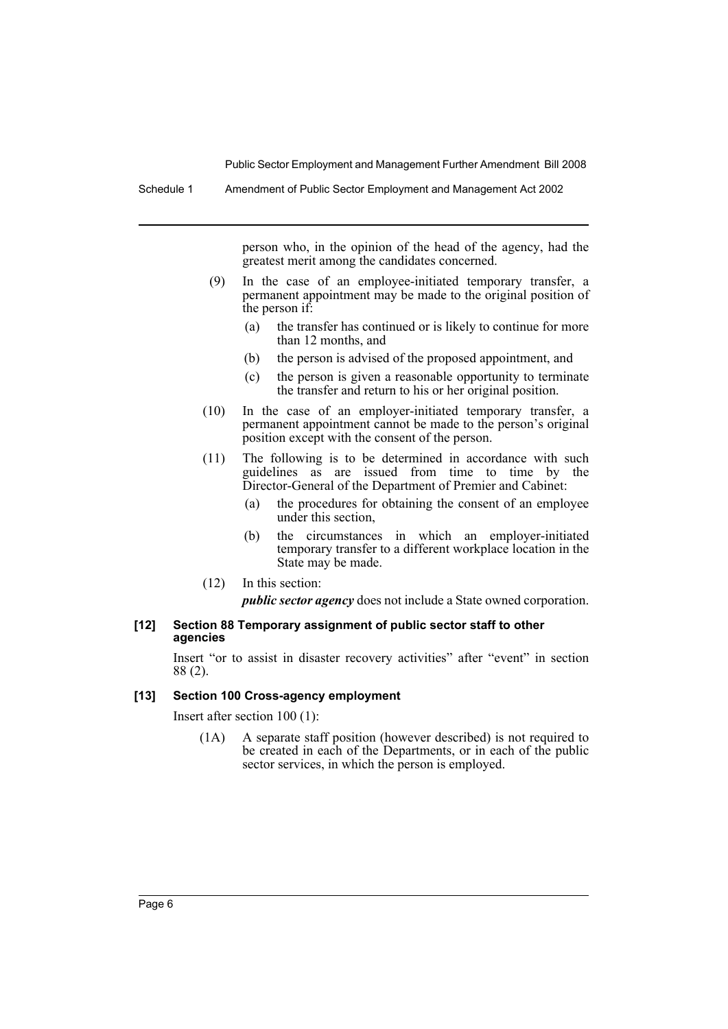person who, in the opinion of the head of the agency, had the greatest merit among the candidates concerned.

(9) In the case of an employee-initiated temporary transfer, a permanent appointment may be made to the original position of the person if:

- (a) the transfer has continued or is likely to continue for more than 12 months, and
- (b) the person is advised of the proposed appointment, and
- (c) the person is given a reasonable opportunity to terminate the transfer and return to his or her original position.

(10) In the case of an employer-initiated temporary transfer, a permanent appointment cannot be made to the person's original position except with the consent of the person.

(11) The following is to be determined in accordance with such guidelines as are issued from time to time by the Director-General of the Department of Premier and Cabinet:

- (a) the procedures for obtaining the consent of an employee under this section,
- (b) the circumstances in which an employer-initiated temporary transfer to a different workplace location in the State may be made.

(12) In this section:

***public sector agency*** does not include a State owned corporation.

#### [12] Section 88 Temporary assignment of public sector staff to other agencies

Insert "or to assist in disaster recovery activities" after "event" in section 88 (2).

#### [13] Section 100 Cross-agency employment

Insert after section 100 (1):

(1A) A separate staff position (however described) is not required to be created in each of the Departments, or in each of the public sector services, in which the person is employed.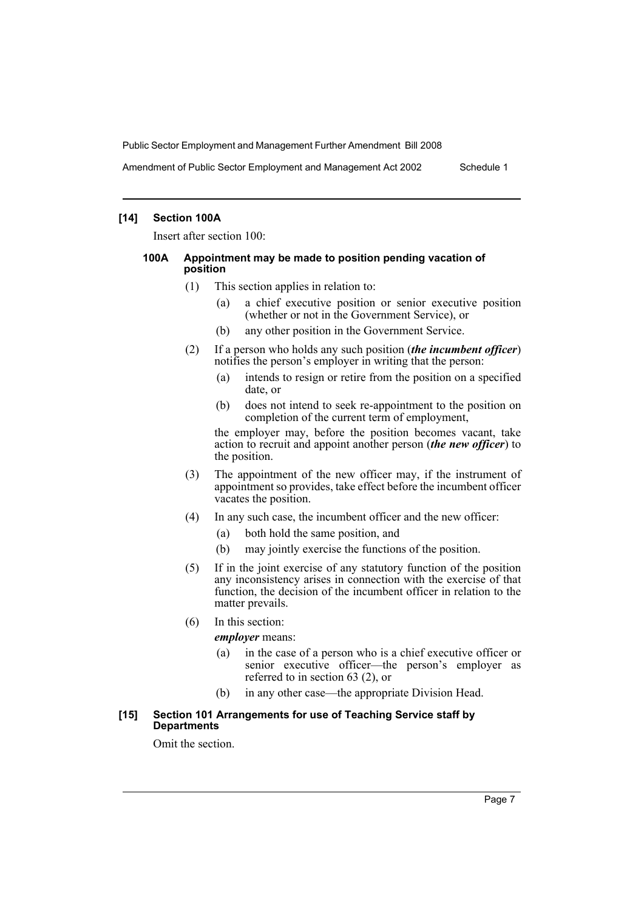#### [14] Section 100A

Insert after section 100:

##### 100A Appointment may be made to position pending vacation of position

(1) This section applies in relation to:

(a) a chief executive position or senior executive position (whether or not in the Government Service), or

(b) any other position in the Government Service.

(2) If a person who holds any such position (***the incumbent officer***) notifies the person's employer in writing that the person:

(a) intends to resign or retire from the position on a specified date, or

(b) does not intend to seek re-appointment to the position on completion of the current term of employment,

the employer may, before the position becomes vacant, take action to recruit and appoint another person (***the new officer***) to the position.

(3) The appointment of the new officer may, if the instrument of appointment so provides, take effect before the incumbent officer vacates the position.

(4) In any such case, the incumbent officer and the new officer:

(a) both hold the same position, and

(b) may jointly exercise the functions of the position.

(5) If in the joint exercise of any statutory function of the position any inconsistency arises in connection with the exercise of that function, the decision of the incumbent officer in relation to the matter prevails.

(6) In this section:

***employer*** means:

(a) in the case of a person who is a chief executive officer or senior executive officer—the person's employer as referred to in section 63 (2), or

(b) in any other case—the appropriate Division Head.

#### [15] Section 101 Arrangements for use of Teaching Service staff by Departments

Omit the section.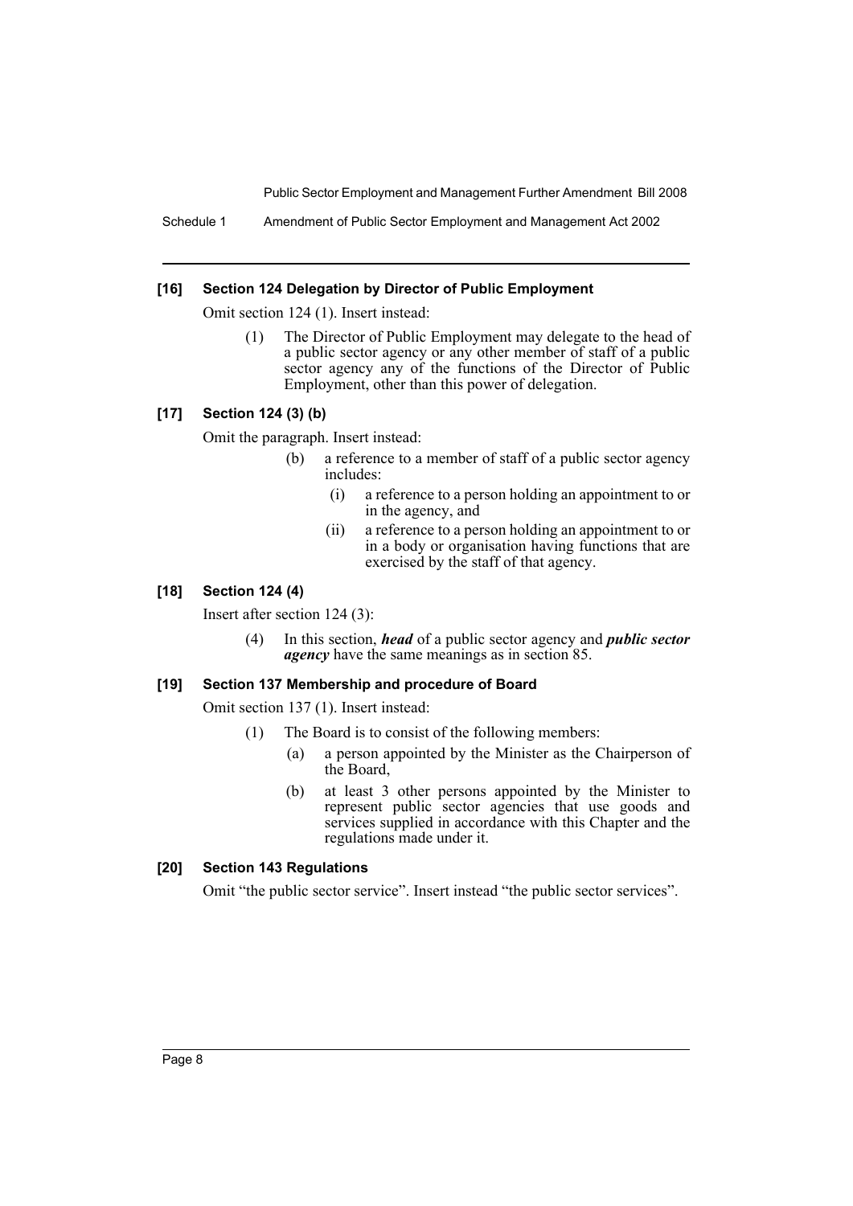### [16] Section 124 Delegation by Director of Public Employment

Omit section 124 (1). Insert instead:

> (1) The Director of Public Employment may delegate to the head of a public sector agency or any other member of staff of a public sector agency any of the functions of the Director of Public Employment, other than this power of delegation.

### [17] Section 124 (3) (b)

Omit the paragraph. Insert instead:

> (b) a reference to a member of staff of a public sector agency includes:
>
> (i) a reference to a person holding an appointment to or in the agency, and
>
> (ii) a reference to a person holding an appointment to or in a body or organisation having functions that are exercised by the staff of that agency.

### [18] Section 124 (4)

Insert after section 124 (3):

> (4) In this section, ***head*** of a public sector agency and ***public sector agency*** have the same meanings as in section 85.

### [19] Section 137 Membership and procedure of Board

Omit section 137 (1). Insert instead:

> (1) The Board is to consist of the following members:
>
> (a) a person appointed by the Minister as the Chairperson of the Board,
>
> (b) at least 3 other persons appointed by the Minister to represent public sector agencies that use goods and services supplied in accordance with this Chapter and the regulations made under it.

### [20] Section 143 Regulations

Omit "the public sector service". Insert instead "the public sector services".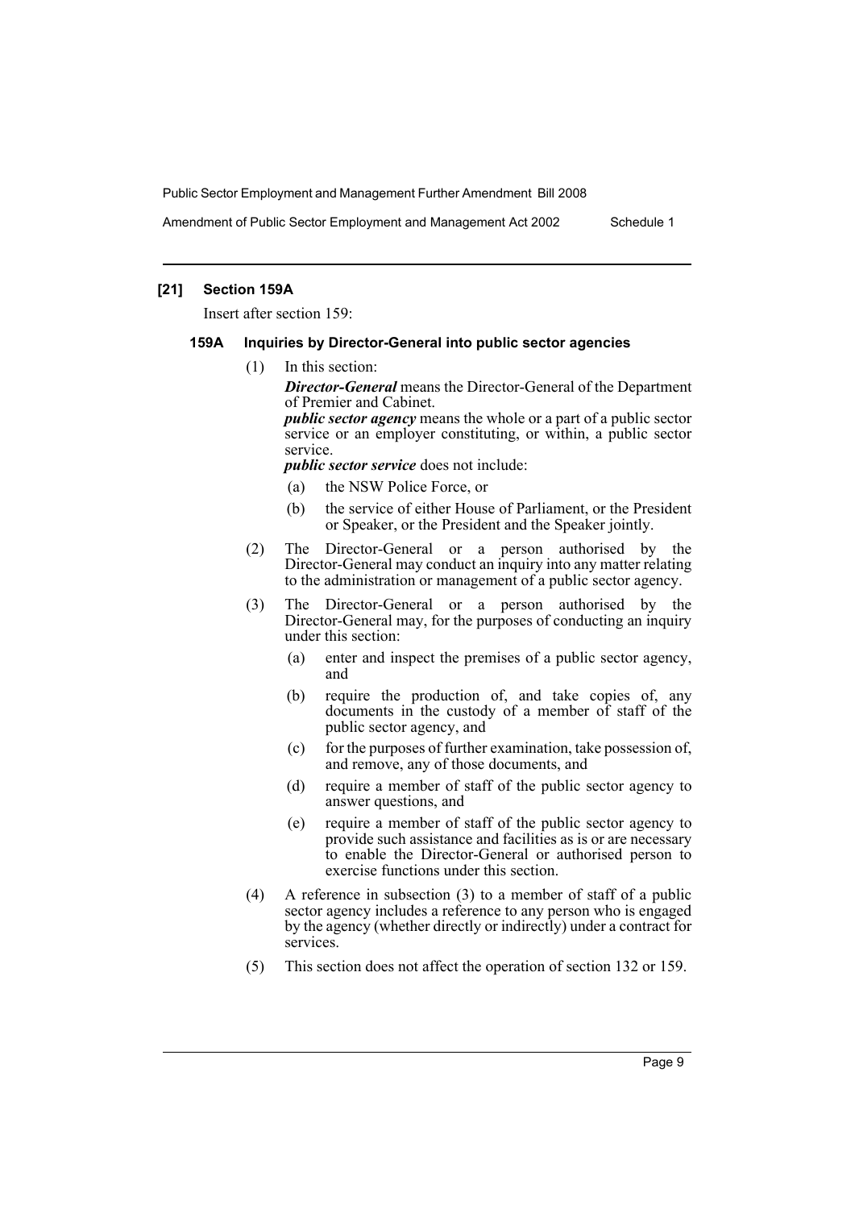## [21] Section 159A

Insert after section 159:

### 159A Inquiries by Director-General into public sector agencies

(1) In this section:

***Director-General*** means the Director-General of the Department of Premier and Cabinet.

***public sector agency*** means the whole or a part of a public sector service or an employer constituting, or within, a public sector service.

***public sector service*** does not include:

- (a) the NSW Police Force, or
- (b) the service of either House of Parliament, or the President or Speaker, or the President and the Speaker jointly.

(2) The Director-General or a person authorised by the Director-General may conduct an inquiry into any matter relating to the administration or management of a public sector agency.

(3) The Director-General or a person authorised by the Director-General may, for the purposes of conducting an inquiry under this section:

- (a) enter and inspect the premises of a public sector agency, and
- (b) require the production of, and take copies of, any documents in the custody of a member of staff of the public sector agency, and
- (c) for the purposes of further examination, take possession of, and remove, any of those documents, and
- (d) require a member of staff of the public sector agency to answer questions, and
- (e) require a member of staff of the public sector agency to provide such assistance and facilities as is or are necessary to enable the Director-General or authorised person to exercise functions under this section.

(4) A reference in subsection (3) to a member of staff of a public sector agency includes a reference to any person who is engaged by the agency (whether directly or indirectly) under a contract for services.

(5) This section does not affect the operation of section 132 or 159.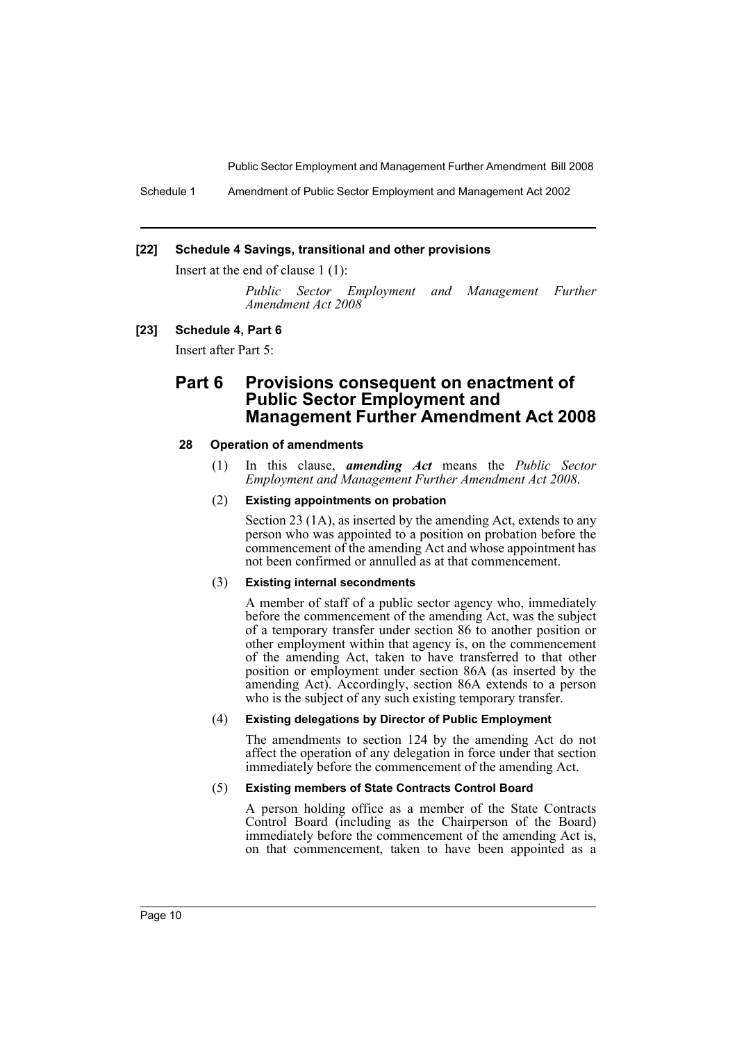**[22] Schedule 4 Savings, transitional and other provisions**

Insert at the end of clause 1 (1):

*Public Sector Employment and Management Further Amendment Act 2008*

**[23] Schedule 4, Part 6**

Insert after Part 5:

## Part 6 Provisions consequent on enactment of Public Sector Employment and Management Further Amendment Act 2008

#### 28 Operation of amendments

(1) In this clause, ***amending Act*** means the *Public Sector Employment and Management Further Amendment Act 2008*.

(2) **Existing appointments on probation**

Section 23 (1A), as inserted by the amending Act, extends to any person who was appointed to a position on probation before the commencement of the amending Act and whose appointment has not been confirmed or annulled as at that commencement.

(3) **Existing internal secondments**

A member of staff of a public sector agency who, immediately before the commencement of the amending Act, was the subject of a temporary transfer under section 86 to another position or other employment within that agency is, on the commencement of the amending Act, taken to have transferred to that other position or employment under section 86A (as inserted by the amending Act). Accordingly, section 86A extends to a person who is the subject of any such existing temporary transfer.

(4) **Existing delegations by Director of Public Employment**

The amendments to section 124 by the amending Act do not affect the operation of any delegation in force under that section immediately before the commencement of the amending Act.

(5) **Existing members of State Contracts Control Board**

A person holding office as a member of the State Contracts Control Board (including as the Chairperson of the Board) immediately before the commencement of the amending Act is, on that commencement, taken to have been appointed as a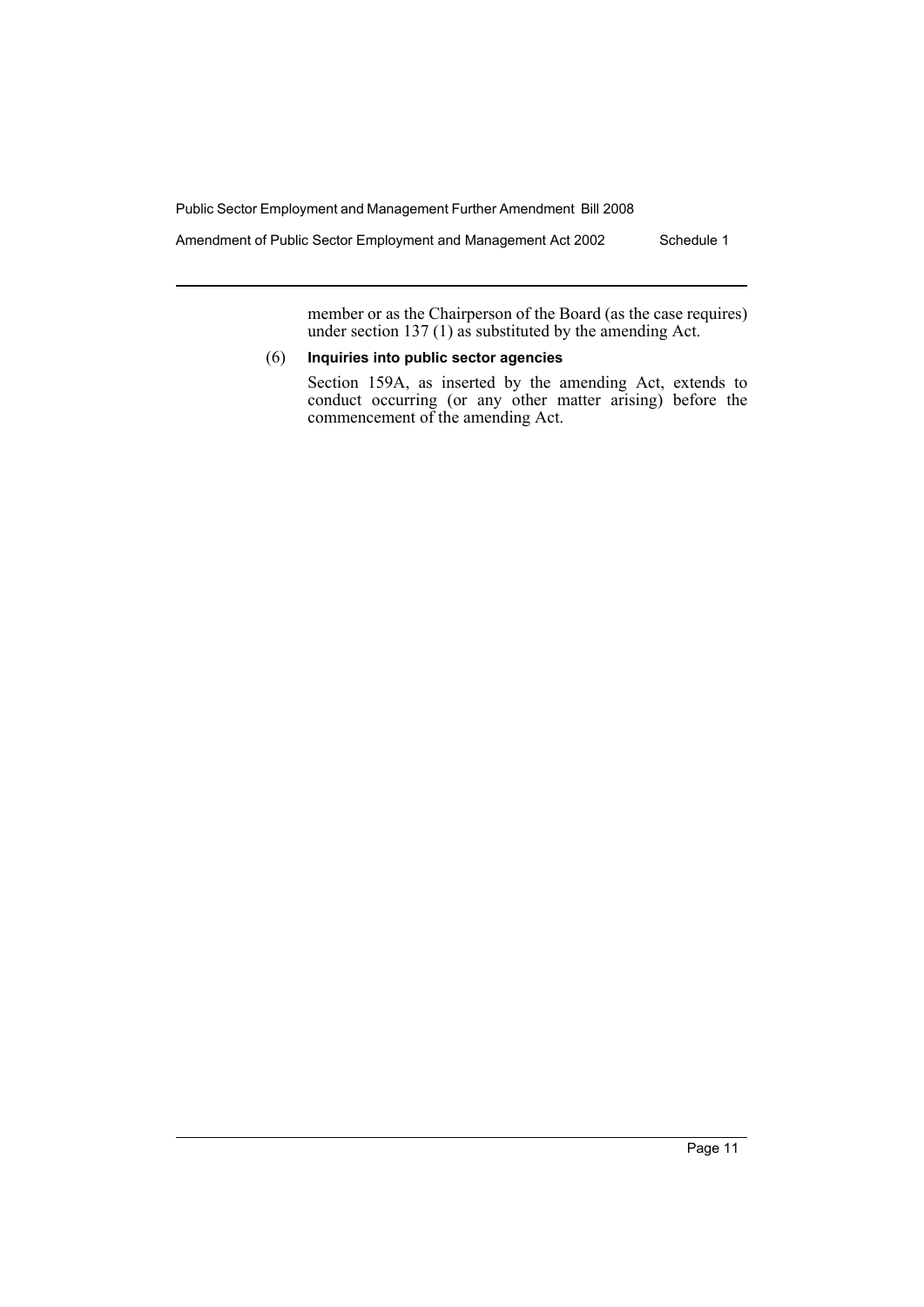member or as the Chairperson of the Board (as the case requires) under section 137 (1) as substituted by the amending Act.

(6) **Inquiries into public sector agencies**

Section 159A, as inserted by the amending Act, extends to conduct occurring (or any other matter arising) before the commencement of the amending Act.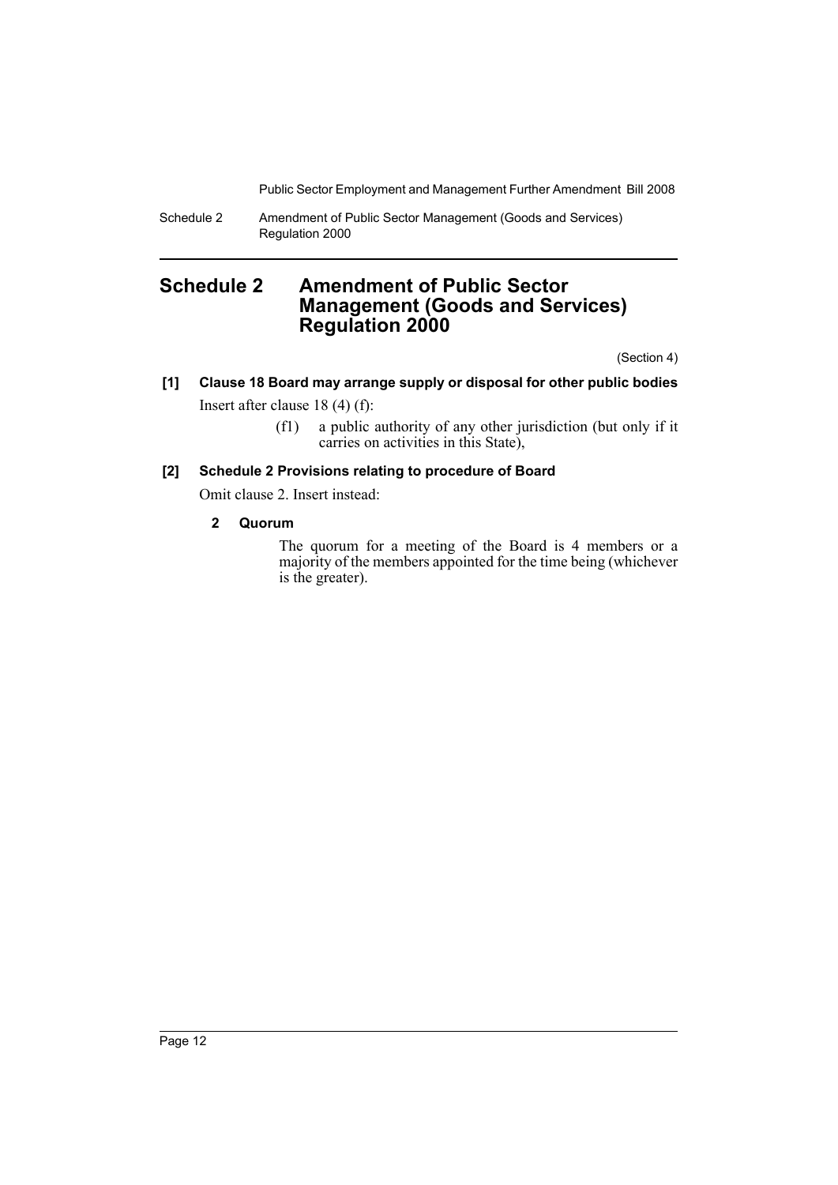# Schedule 2 Amendment of Public Sector Management (Goods and Services) Regulation 2000

(Section 4)

**[1] Clause 18 Board may arrange supply or disposal for other public bodies**

Insert after clause 18 (4) (f):

> (f1) a public authority of any other jurisdiction (but only if it carries on activities in this State),

**[2] Schedule 2 Provisions relating to procedure of Board**

Omit clause 2. Insert instead:

> **2 Quorum**
>
> The quorum for a meeting of the Board is 4 members or a majority of the members appointed for the time being (whichever is the greater).